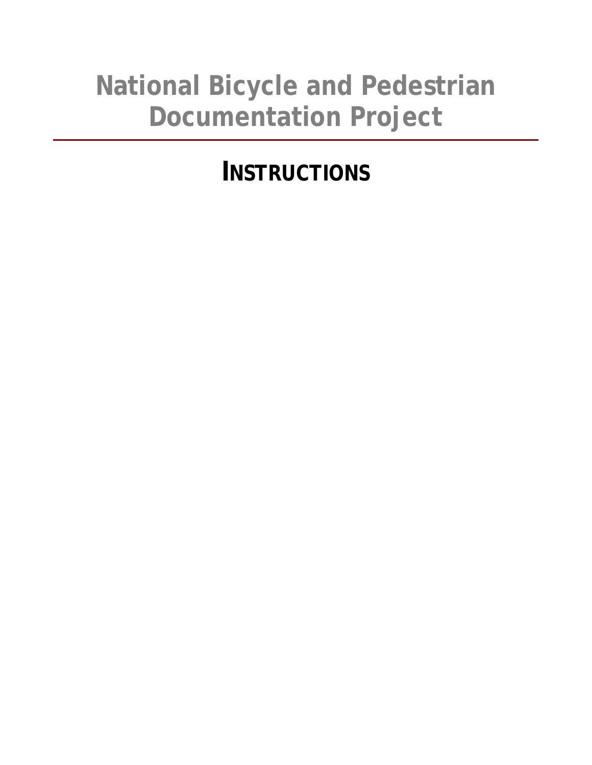# National Bicycle and Pedestrian Documentation Project

## INSTRUCTIONS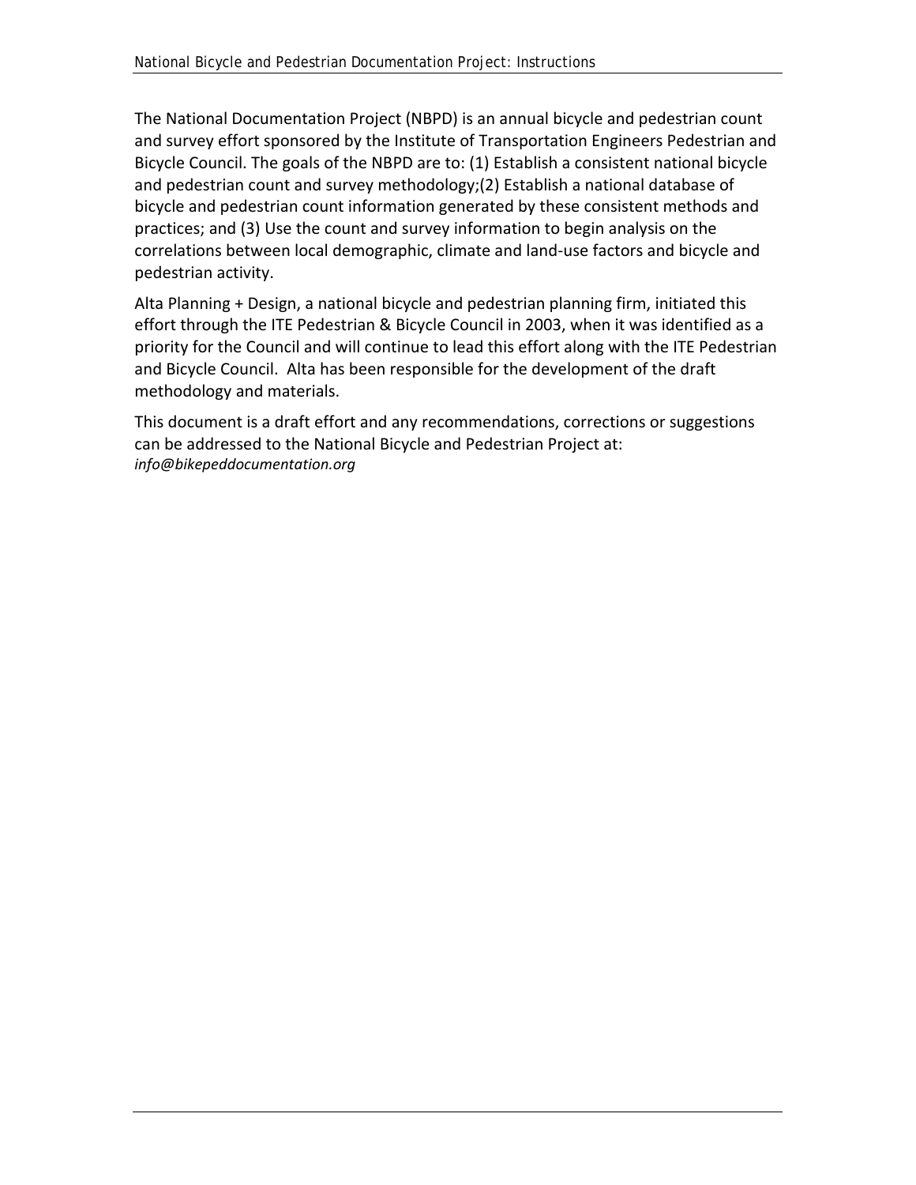The National Documentation Project (NBPD) is an annual bicycle and pedestrian count and survey effort sponsored by the Institute of Transportation Engineers Pedestrian and Bicycle Council. The goals of the NBPD are to: (1) Establish a consistent national bicycle and pedestrian count and survey methodology;(2) Establish a national database of bicycle and pedestrian count information generated by these consistent methods and practices; and (3) Use the count and survey information to begin analysis on the correlations between local demographic, climate and land-use factors and bicycle and pedestrian activity.

Alta Planning + Design, a national bicycle and pedestrian planning firm, initiated this effort through the ITE Pedestrian & Bicycle Council in 2003, when it was identified as a priority for the Council and will continue to lead this effort along with the ITE Pedestrian and Bicycle Council. Alta has been responsible for the development of the draft methodology and materials.

This document is a draft effort and any recommendations, corrections or suggestions can be addressed to the National Bicycle and Pedestrian Project at: *info@bikepeddocumentation.org*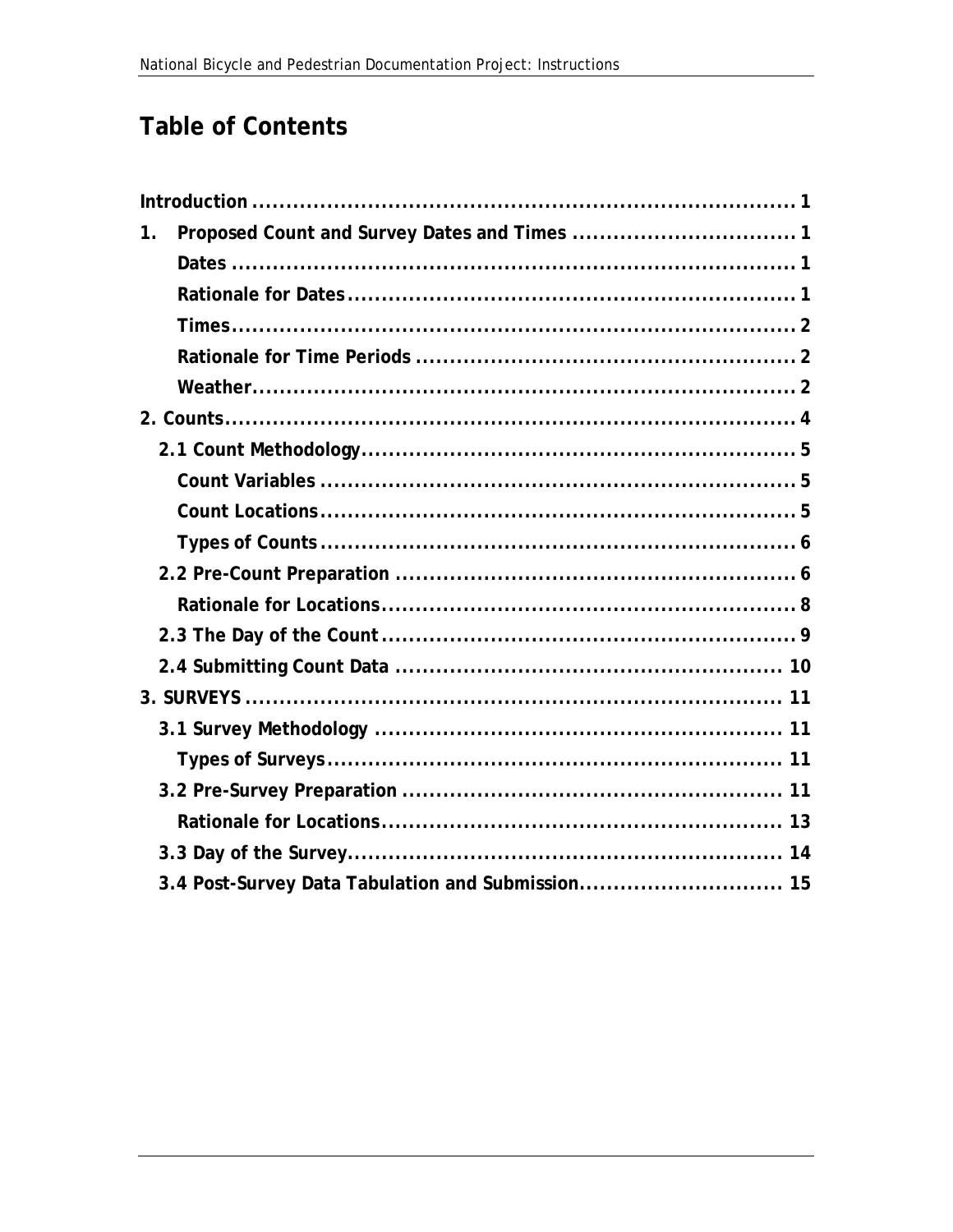# Table of Contents

Introduction ..... 1

1. Proposed Count and Survey Dates and Times ..... 1
   - Dates ..... 1
   - Rationale for Dates ..... 1
   - Times ..... 2
   - Rationale for Time Periods ..... 2
   - Weather ..... 2

2. Counts ..... 4
   - 2.1 Count Methodology ..... 5
     - Count Variables ..... 5
     - Count Locations ..... 5
     - Types of Counts ..... 6
   - 2.2 Pre-Count Preparation ..... 6
     - Rationale for Locations ..... 8
   - 2.3 The Day of the Count ..... 9
   - 2.4 Submitting Count Data ..... 10

3. SURVEYS ..... 11
   - 3.1 Survey Methodology ..... 11
     - Types of Surveys ..... 11
   - 3.2 Pre-Survey Preparation ..... 11
     - Rationale for Locations ..... 13
   - 3.3 Day of the Survey ..... 14
   - 3.4 Post-Survey Data Tabulation and Submission ..... 15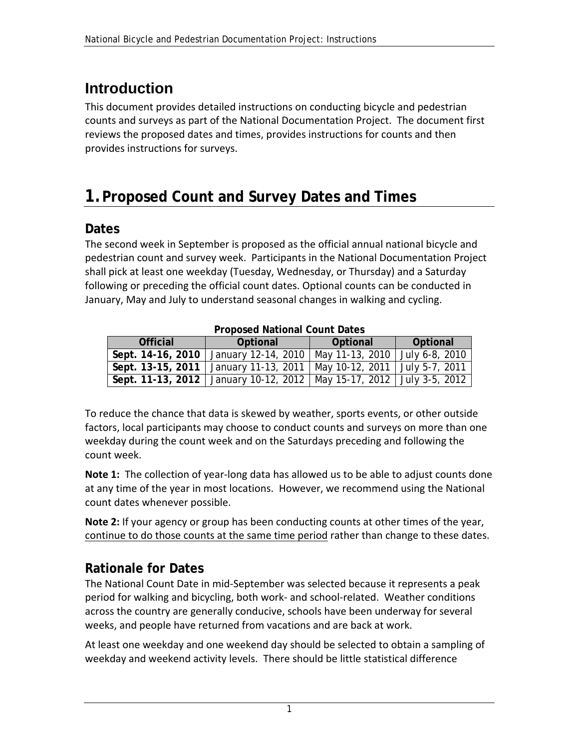# Introduction

This document provides detailed instructions on conducting bicycle and pedestrian counts and surveys as part of the National Documentation Project. The document first reviews the proposed dates and times, provides instructions for counts and then provides instructions for surveys.

# 1. Proposed Count and Survey Dates and Times

## Dates

The second week in September is proposed as the official annual national bicycle and pedestrian count and survey week. Participants in the National Documentation Project shall pick at least one weekday (Tuesday, Wednesday, or Thursday) and a Saturday following or preceding the official count dates. Optional counts can be conducted in January, May and July to understand seasonal changes in walking and cycling.

**Proposed National Count Dates**

| Official | Optional | Optional | Optional |
|---|---|---|---|
| **Sept. 14-16, 2010** | January 12-14, 2010 | May 11-13, 2010 | July 6-8, 2010 |
| **Sept. 13-15, 2011** | January 11-13, 2011 | May 10-12, 2011 | July 5-7, 2011 |
| **Sept. 11-13, 2012** | January 10-12, 2012 | May 15-17, 2012 | July 3-5, 2012 |

To reduce the chance that data is skewed by weather, sports events, or other outside factors, local participants may choose to conduct counts and surveys on more than one weekday during the count week and on the Saturdays preceding and following the count week.

**Note 1:** The collection of year-long data has allowed us to be able to adjust counts done at any time of the year in most locations. However, we recommend using the National count dates whenever possible.

**Note 2:** If your agency or group has been conducting counts at other times of the year, continue to do those counts at the same time period rather than change to these dates.

## Rationale for Dates

The National Count Date in mid-September was selected because it represents a peak period for walking and bicycling, both work- and school-related. Weather conditions across the country are generally conducive, schools have been underway for several weeks, and people have returned from vacations and are back at work.

At least one weekday and one weekend day should be selected to obtain a sampling of weekday and weekend activity levels. There should be little statistical difference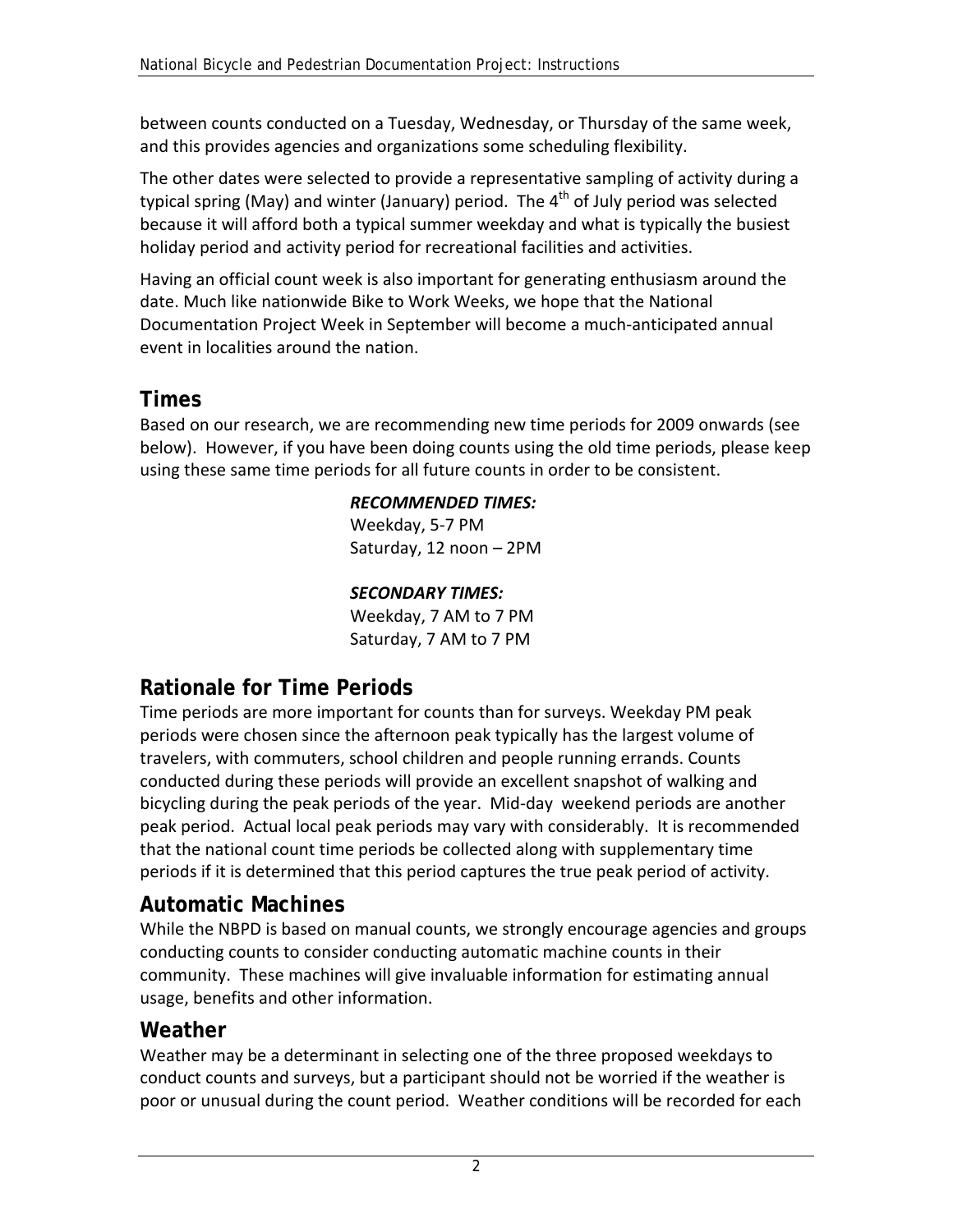between counts conducted on a Tuesday, Wednesday, or Thursday of the same week, and this provides agencies and organizations some scheduling flexibility.

The other dates were selected to provide a representative sampling of activity during a typical spring (May) and winter (January) period. The 4th of July period was selected because it will afford both a typical summer weekday and what is typically the busiest holiday period and activity period for recreational facilities and activities.

Having an official count week is also important for generating enthusiasm around the date. Much like nationwide Bike to Work Weeks, we hope that the National Documentation Project Week in September will become a much-anticipated annual event in localities around the nation.

## Times

Based on our research, we are recommending new time periods for 2009 onwards (see below). However, if you have been doing counts using the old time periods, please keep using these same time periods for all future counts in order to be consistent.

***RECOMMENDED TIMES:***
Weekday, 5-7 PM
Saturday, 12 noon – 2PM

***SECONDARY TIMES:***
Weekday, 7 AM to 7 PM
Saturday, 7 AM to 7 PM

## Rationale for Time Periods

Time periods are more important for counts than for surveys. Weekday PM peak periods were chosen since the afternoon peak typically has the largest volume of travelers, with commuters, school children and people running errands. Counts conducted during these periods will provide an excellent snapshot of walking and bicycling during the peak periods of the year. Mid-day weekend periods are another peak period. Actual local peak periods may vary with considerably. It is recommended that the national count time periods be collected along with supplementary time periods if it is determined that this period captures the true peak period of activity.

## Automatic Machines

While the NBPD is based on manual counts, we strongly encourage agencies and groups conducting counts to consider conducting automatic machine counts in their community. These machines will give invaluable information for estimating annual usage, benefits and other information.

## Weather

Weather may be a determinant in selecting one of the three proposed weekdays to conduct counts and surveys, but a participant should not be worried if the weather is poor or unusual during the count period. Weather conditions will be recorded for each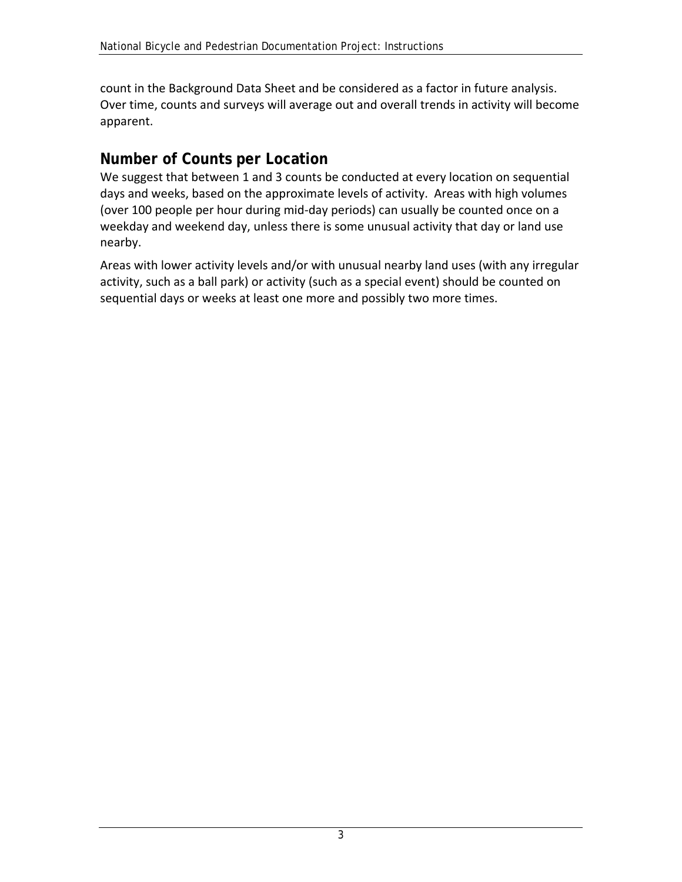count in the Background Data Sheet and be considered as a factor in future analysis. Over time, counts and surveys will average out and overall trends in activity will become apparent.

## Number of Counts per Location

We suggest that between 1 and 3 counts be conducted at every location on sequential days and weeks, based on the approximate levels of activity. Areas with high volumes (over 100 people per hour during mid-day periods) can usually be counted once on a weekday and weekend day, unless there is some unusual activity that day or land use nearby.

Areas with lower activity levels and/or with unusual nearby land uses (with any irregular activity, such as a ball park) or activity (such as a special event) should be counted on sequential days or weeks at least one more and possibly two more times.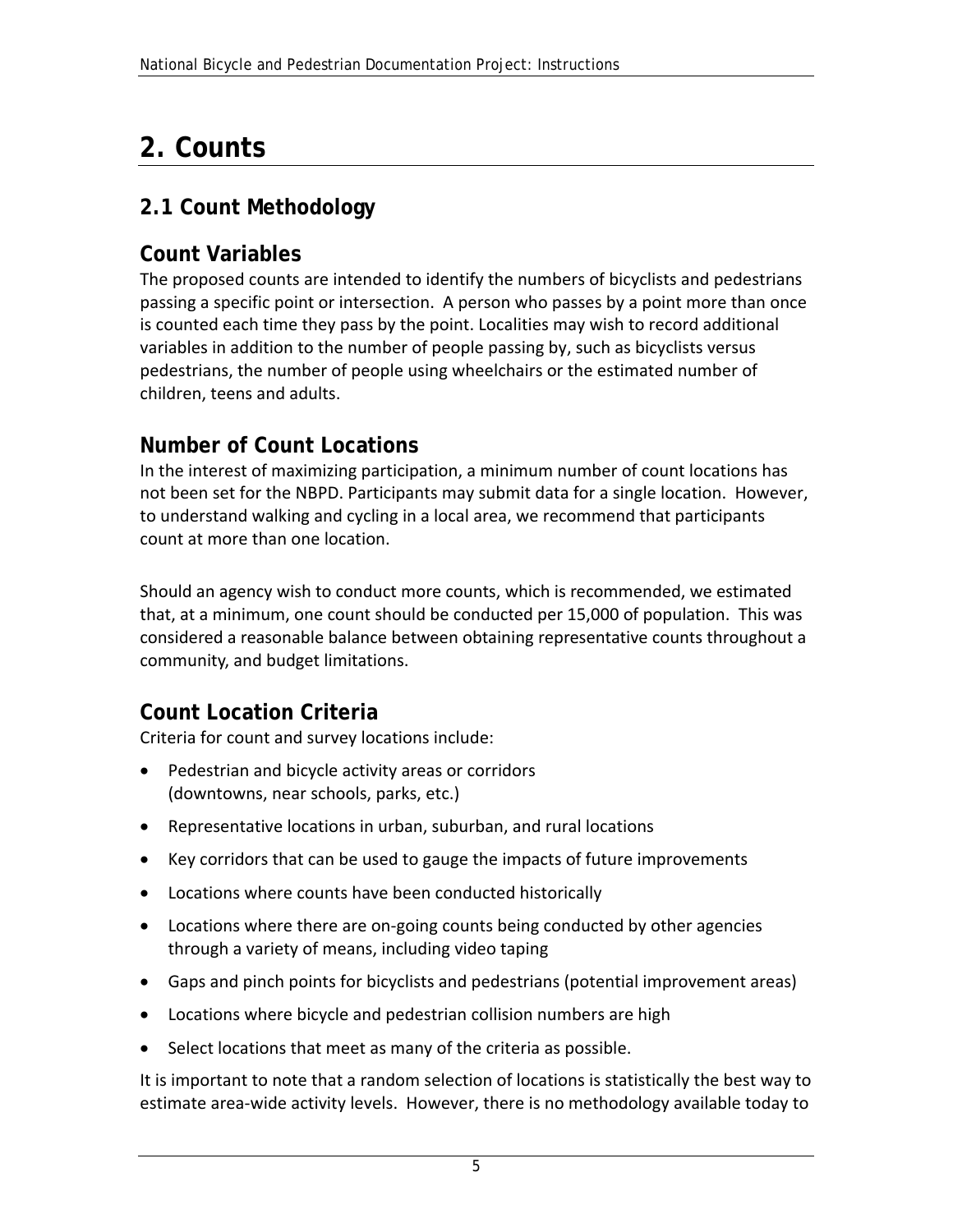# 2. Counts

## 2.1 Count Methodology

### Count Variables

The proposed counts are intended to identify the numbers of bicyclists and pedestrians passing a specific point or intersection. A person who passes by a point more than once is counted each time they pass by the point. Localities may wish to record additional variables in addition to the number of people passing by, such as bicyclists versus pedestrians, the number of people using wheelchairs or the estimated number of children, teens and adults.

### Number of Count Locations

In the interest of maximizing participation, a minimum number of count locations has not been set for the NBPD. Participants may submit data for a single location. However, to understand walking and cycling in a local area, we recommend that participants count at more than one location.

Should an agency wish to conduct more counts, which is recommended, we estimated that, at a minimum, one count should be conducted per 15,000 of population. This was considered a reasonable balance between obtaining representative counts throughout a community, and budget limitations.

### Count Location Criteria

Criteria for count and survey locations include:

- Pedestrian and bicycle activity areas or corridors (downtowns, near schools, parks, etc.)
- Representative locations in urban, suburban, and rural locations
- Key corridors that can be used to gauge the impacts of future improvements
- Locations where counts have been conducted historically
- Locations where there are on-going counts being conducted by other agencies through a variety of means, including video taping
- Gaps and pinch points for bicyclists and pedestrians (potential improvement areas)
- Locations where bicycle and pedestrian collision numbers are high
- Select locations that meet as many of the criteria as possible.

It is important to note that a random selection of locations is statistically the best way to estimate area-wide activity levels. However, there is no methodology available today to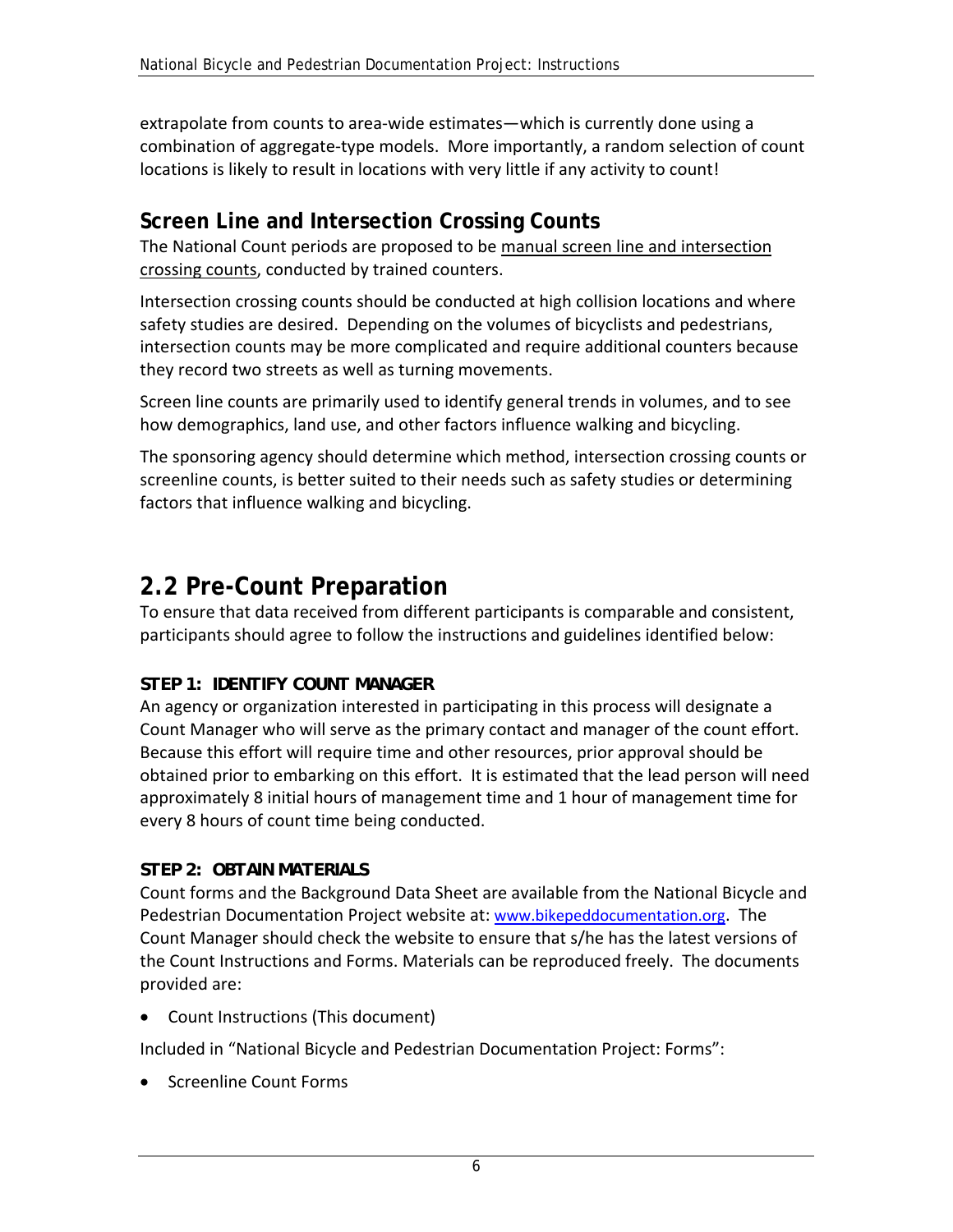extrapolate from counts to area-wide estimates—which is currently done using a combination of aggregate-type models. More importantly, a random selection of count locations is likely to result in locations with very little if any activity to count!

### Screen Line and Intersection Crossing Counts

The National Count periods are proposed to be manual screen line and intersection crossing counts, conducted by trained counters.

Intersection crossing counts should be conducted at high collision locations and where safety studies are desired. Depending on the volumes of bicyclists and pedestrians, intersection counts may be more complicated and require additional counters because they record two streets as well as turning movements.

Screen line counts are primarily used to identify general trends in volumes, and to see how demographics, land use, and other factors influence walking and bicycling.

The sponsoring agency should determine which method, intersection crossing counts or screenline counts, is better suited to their needs such as safety studies or determining factors that influence walking and bicycling.

## 2.2 Pre-Count Preparation

To ensure that data received from different participants is comparable and consistent, participants should agree to follow the instructions and guidelines identified below:

**STEP 1: IDENTIFY COUNT MANAGER**

An agency or organization interested in participating in this process will designate a Count Manager who will serve as the primary contact and manager of the count effort. Because this effort will require time and other resources, prior approval should be obtained prior to embarking on this effort. It is estimated that the lead person will need approximately 8 initial hours of management time and 1 hour of management time for every 8 hours of count time being conducted.

**STEP 2: OBTAIN MATERIALS**

Count forms and the Background Data Sheet are available from the National Bicycle and Pedestrian Documentation Project website at: www.bikepeddocumentation.org. The Count Manager should check the website to ensure that s/he has the latest versions of the Count Instructions and Forms. Materials can be reproduced freely. The documents provided are:

- Count Instructions (This document)

Included in “National Bicycle and Pedestrian Documentation Project: Forms”:

- Screenline Count Forms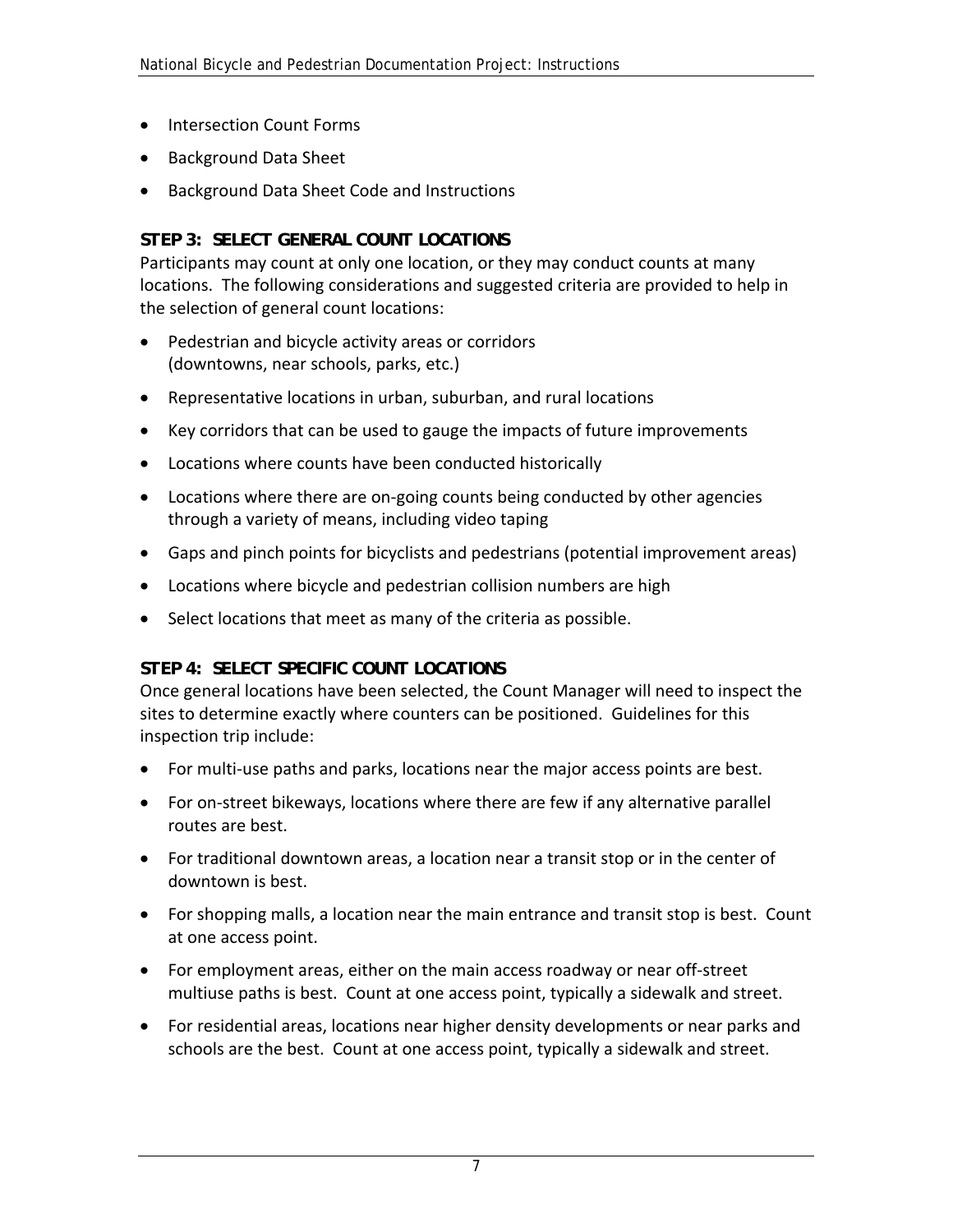- Intersection Count Forms
- Background Data Sheet
- Background Data Sheet Code and Instructions

### STEP 3: SELECT GENERAL COUNT LOCATIONS

Participants may count at only one location, or they may conduct counts at many locations. The following considerations and suggested criteria are provided to help in the selection of general count locations:

- Pedestrian and bicycle activity areas or corridors (downtowns, near schools, parks, etc.)
- Representative locations in urban, suburban, and rural locations
- Key corridors that can be used to gauge the impacts of future improvements
- Locations where counts have been conducted historically
- Locations where there are on-going counts being conducted by other agencies through a variety of means, including video taping
- Gaps and pinch points for bicyclists and pedestrians (potential improvement areas)
- Locations where bicycle and pedestrian collision numbers are high
- Select locations that meet as many of the criteria as possible.

### STEP 4: SELECT SPECIFIC COUNT LOCATIONS

Once general locations have been selected, the Count Manager will need to inspect the sites to determine exactly where counters can be positioned. Guidelines for this inspection trip include:

- For multi-use paths and parks, locations near the major access points are best.
- For on-street bikeways, locations where there are few if any alternative parallel routes are best.
- For traditional downtown areas, a location near a transit stop or in the center of downtown is best.
- For shopping malls, a location near the main entrance and transit stop is best. Count at one access point.
- For employment areas, either on the main access roadway or near off-street multiuse paths is best. Count at one access point, typically a sidewalk and street.
- For residential areas, locations near higher density developments or near parks and schools are the best. Count at one access point, typically a sidewalk and street.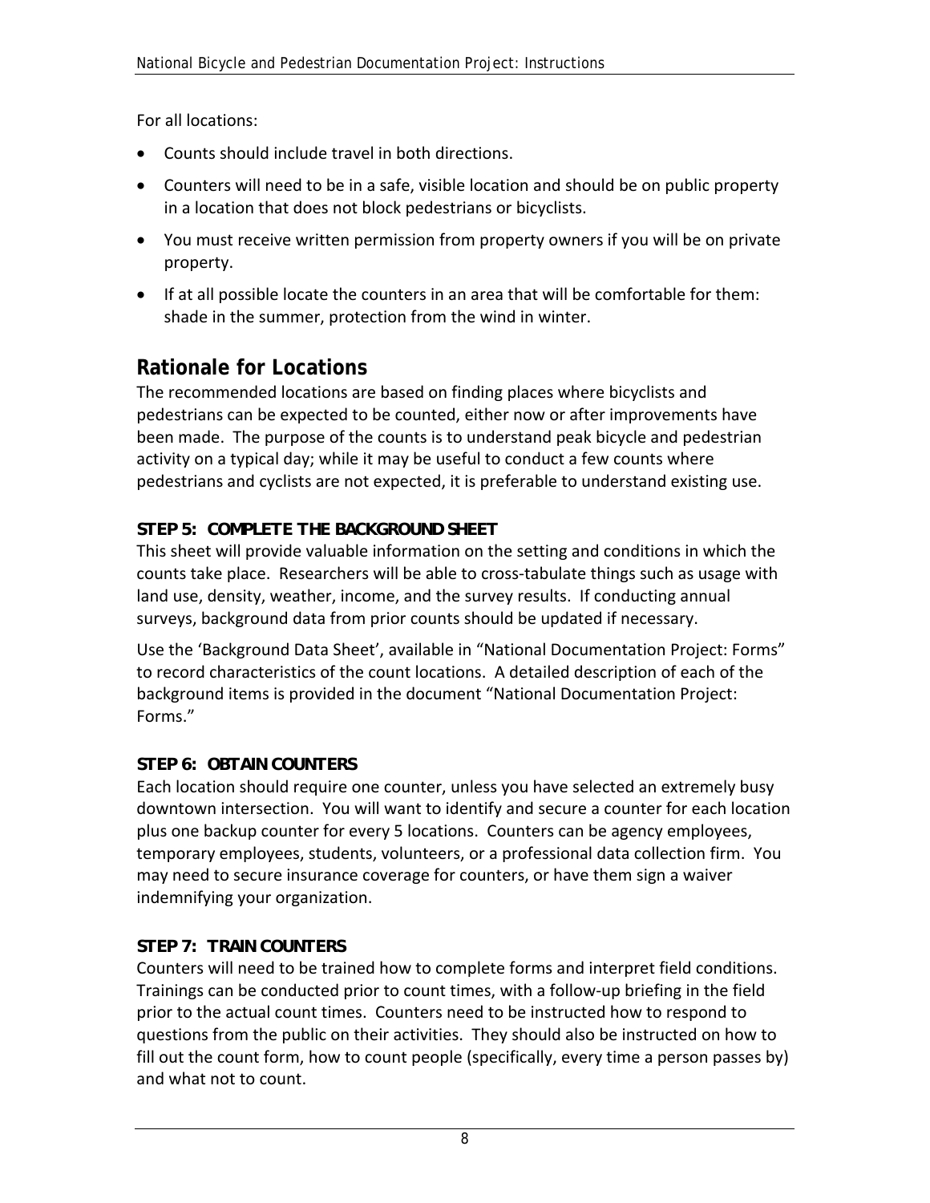For all locations:

- Counts should include travel in both directions.
- Counters will need to be in a safe, visible location and should be on public property in a location that does not block pedestrians or bicyclists.
- You must receive written permission from property owners if you will be on private property.
- If at all possible locate the counters in an area that will be comfortable for them: shade in the summer, protection from the wind in winter.

## Rationale for Locations

The recommended locations are based on finding places where bicyclists and pedestrians can be expected to be counted, either now or after improvements have been made. The purpose of the counts is to understand peak bicycle and pedestrian activity on a typical day; while it may be useful to conduct a few counts where pedestrians and cyclists are not expected, it is preferable to understand existing use.

### STEP 5: COMPLETE THE BACKGROUND SHEET

This sheet will provide valuable information on the setting and conditions in which the counts take place. Researchers will be able to cross-tabulate things such as usage with land use, density, weather, income, and the survey results. If conducting annual surveys, background data from prior counts should be updated if necessary.

Use the 'Background Data Sheet', available in "National Documentation Project: Forms" to record characteristics of the count locations. A detailed description of each of the background items is provided in the document "National Documentation Project: Forms."

### STEP 6: OBTAIN COUNTERS

Each location should require one counter, unless you have selected an extremely busy downtown intersection. You will want to identify and secure a counter for each location plus one backup counter for every 5 locations. Counters can be agency employees, temporary employees, students, volunteers, or a professional data collection firm. You may need to secure insurance coverage for counters, or have them sign a waiver indemnifying your organization.

### STEP 7: TRAIN COUNTERS

Counters will need to be trained how to complete forms and interpret field conditions. Trainings can be conducted prior to count times, with a follow-up briefing in the field prior to the actual count times. Counters need to be instructed how to respond to questions from the public on their activities. They should also be instructed on how to fill out the count form, how to count people (specifically, every time a person passes by) and what not to count.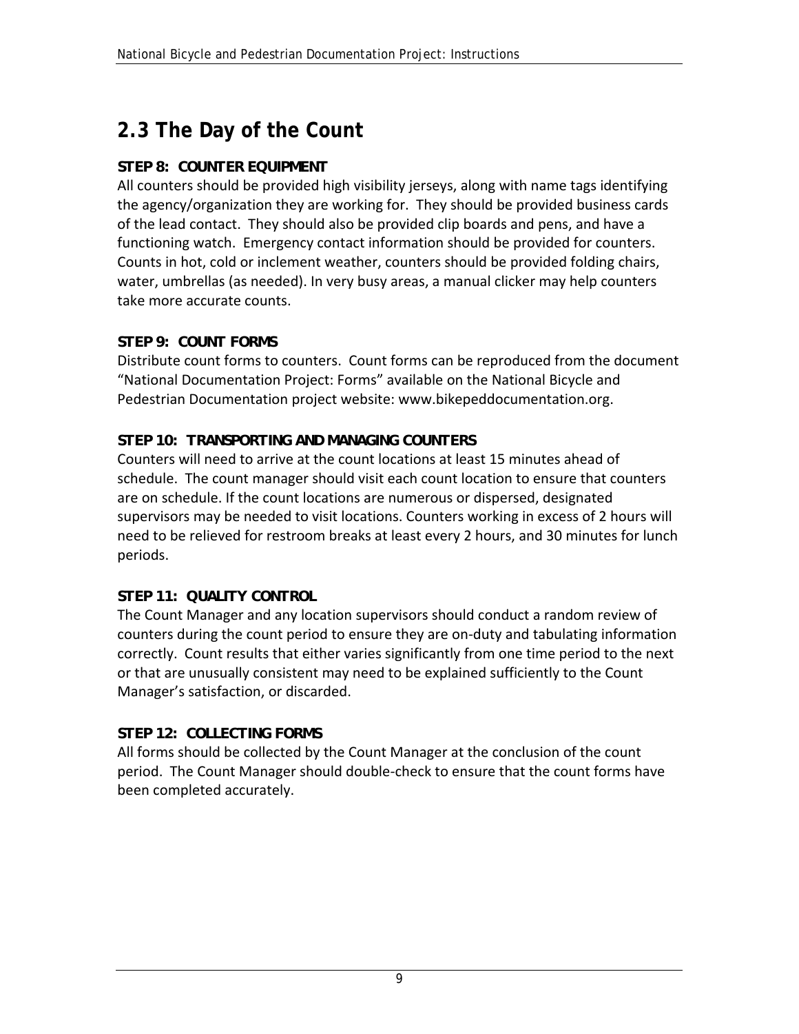## 2.3 The Day of the Count

**STEP 8: COUNTER EQUIPMENT**

All counters should be provided high visibility jerseys, along with name tags identifying the agency/organization they are working for. They should be provided business cards of the lead contact. They should also be provided clip boards and pens, and have a functioning watch. Emergency contact information should be provided for counters. Counts in hot, cold or inclement weather, counters should be provided folding chairs, water, umbrellas (as needed). In very busy areas, a manual clicker may help counters take more accurate counts.

**STEP 9: COUNT FORMS**

Distribute count forms to counters. Count forms can be reproduced from the document "National Documentation Project: Forms" available on the National Bicycle and Pedestrian Documentation project website: www.bikepeddocumentation.org.

**STEP 10: TRANSPORTING AND MANAGING COUNTERS**

Counters will need to arrive at the count locations at least 15 minutes ahead of schedule. The count manager should visit each count location to ensure that counters are on schedule. If the count locations are numerous or dispersed, designated supervisors may be needed to visit locations. Counters working in excess of 2 hours will need to be relieved for restroom breaks at least every 2 hours, and 30 minutes for lunch periods.

**STEP 11: QUALITY CONTROL**

The Count Manager and any location supervisors should conduct a random review of counters during the count period to ensure they are on-duty and tabulating information correctly. Count results that either varies significantly from one time period to the next or that are unusually consistent may need to be explained sufficiently to the Count Manager's satisfaction, or discarded.

**STEP 12: COLLECTING FORMS**

All forms should be collected by the Count Manager at the conclusion of the count period. The Count Manager should double-check to ensure that the count forms have been completed accurately.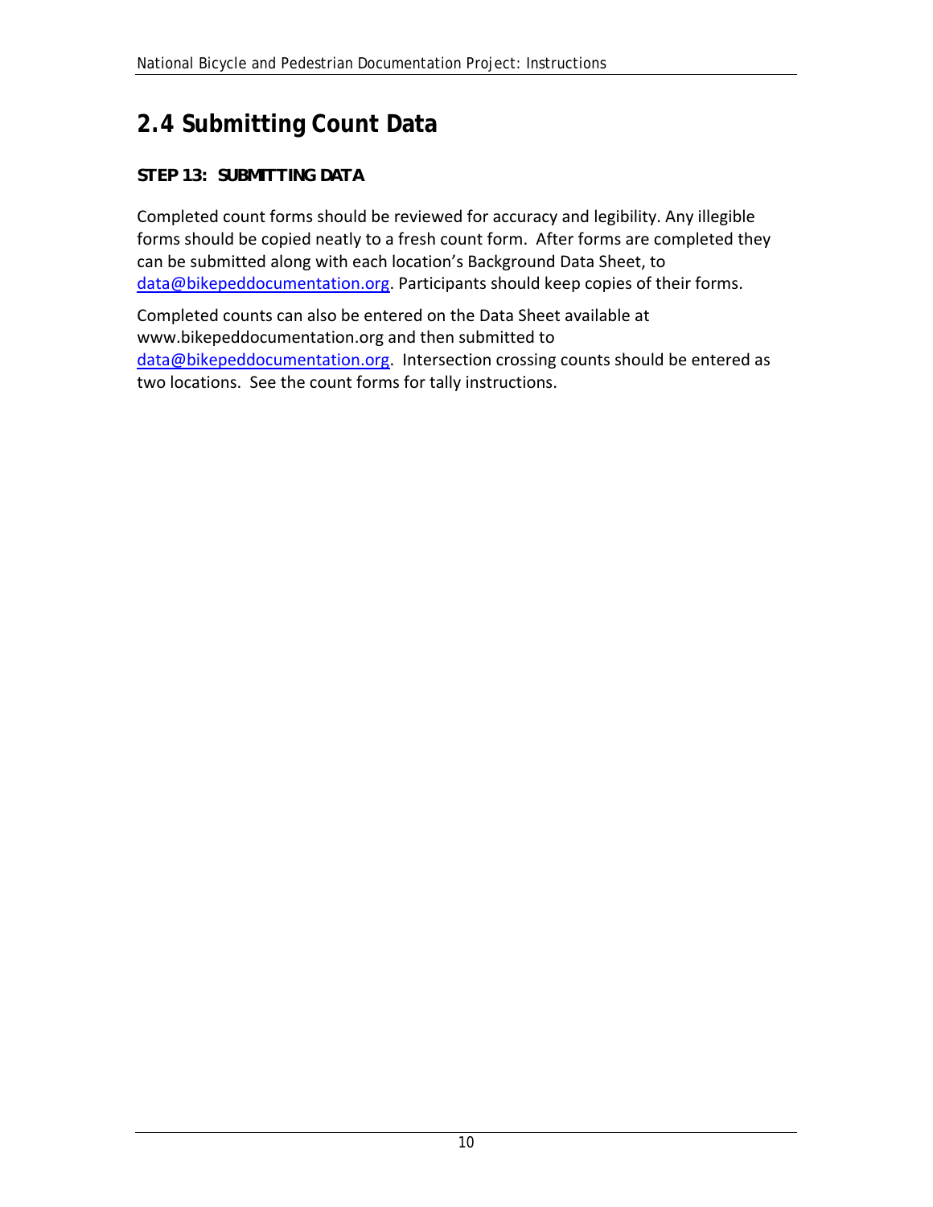## 2.4 Submitting Count Data

**STEP 13: SUBMITTING DATA**

Completed count forms should be reviewed for accuracy and legibility. Any illegible forms should be copied neatly to a fresh count form. After forms are completed they can be submitted along with each location's Background Data Sheet, to data@bikepeddocumentation.org. Participants should keep copies of their forms.

Completed counts can also be entered on the Data Sheet available at www.bikepeddocumentation.org and then submitted to data@bikepeddocumentation.org. Intersection crossing counts should be entered as two locations. See the count forms for tally instructions.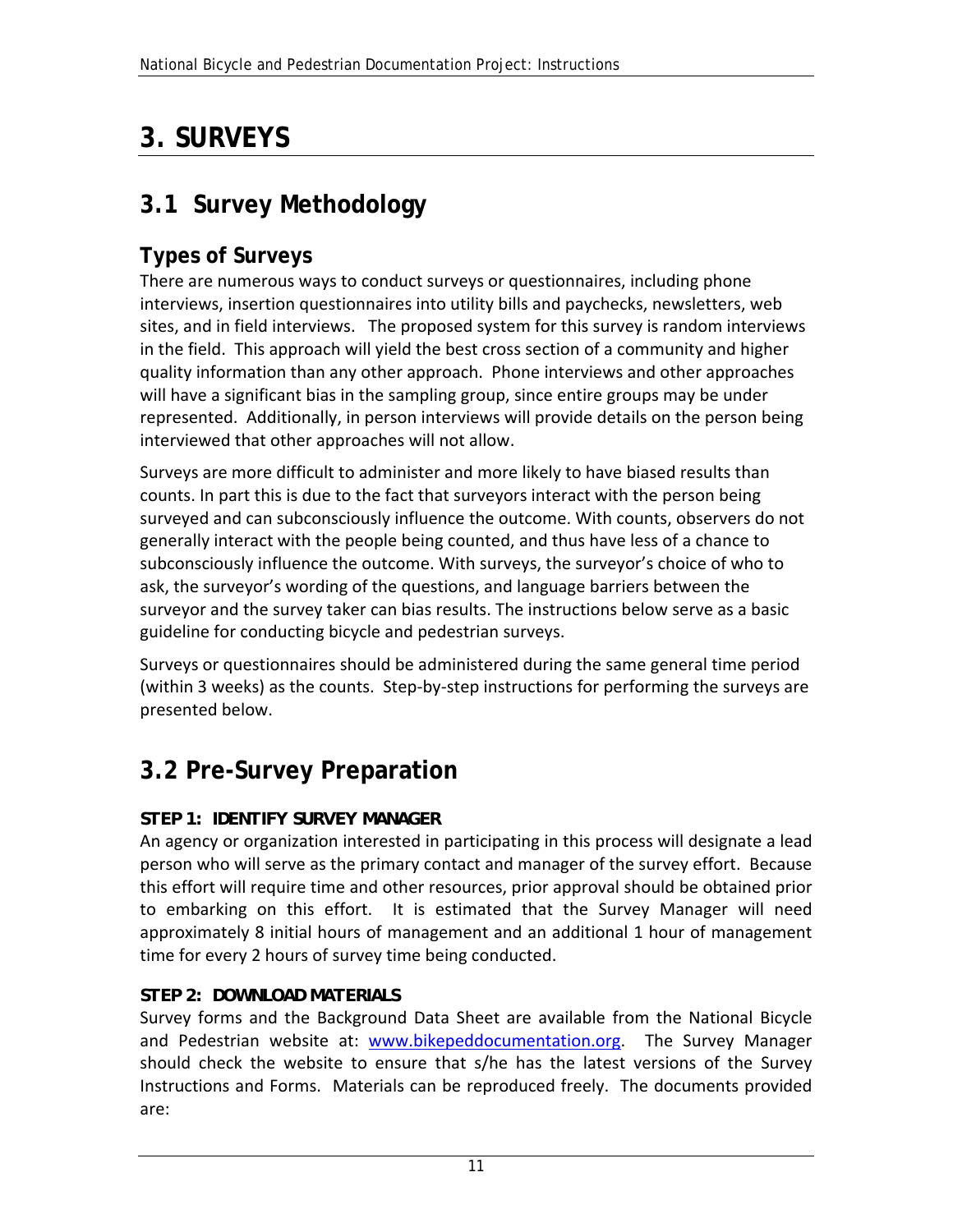# 3. SURVEYS

## 3.1 Survey Methodology

### Types of Surveys

There are numerous ways to conduct surveys or questionnaires, including phone interviews, insertion questionnaires into utility bills and paychecks, newsletters, web sites, and in field interviews. The proposed system for this survey is random interviews in the field. This approach will yield the best cross section of a community and higher quality information than any other approach. Phone interviews and other approaches will have a significant bias in the sampling group, since entire groups may be under represented. Additionally, in person interviews will provide details on the person being interviewed that other approaches will not allow.

Surveys are more difficult to administer and more likely to have biased results than counts. In part this is due to the fact that surveyors interact with the person being surveyed and can subconsciously influence the outcome. With counts, observers do not generally interact with the people being counted, and thus have less of a chance to subconsciously influence the outcome. With surveys, the surveyor's choice of who to ask, the surveyor's wording of the questions, and language barriers between the surveyor and the survey taker can bias results. The instructions below serve as a basic guideline for conducting bicycle and pedestrian surveys.

Surveys or questionnaires should be administered during the same general time period (within 3 weeks) as the counts. Step-by-step instructions for performing the surveys are presented below.

## 3.2 Pre-Survey Preparation

**STEP 1: IDENTIFY SURVEY MANAGER**

An agency or organization interested in participating in this process will designate a lead person who will serve as the primary contact and manager of the survey effort. Because this effort will require time and other resources, prior approval should be obtained prior to embarking on this effort. It is estimated that the Survey Manager will need approximately 8 initial hours of management and an additional 1 hour of management time for every 2 hours of survey time being conducted.

**STEP 2: DOWNLOAD MATERIALS**

Survey forms and the Background Data Sheet are available from the National Bicycle and Pedestrian website at: [www.bikepeddocumentation.org](http://www.bikepeddocumentation.org). The Survey Manager should check the website to ensure that s/he has the latest versions of the Survey Instructions and Forms. Materials can be reproduced freely. The documents provided are: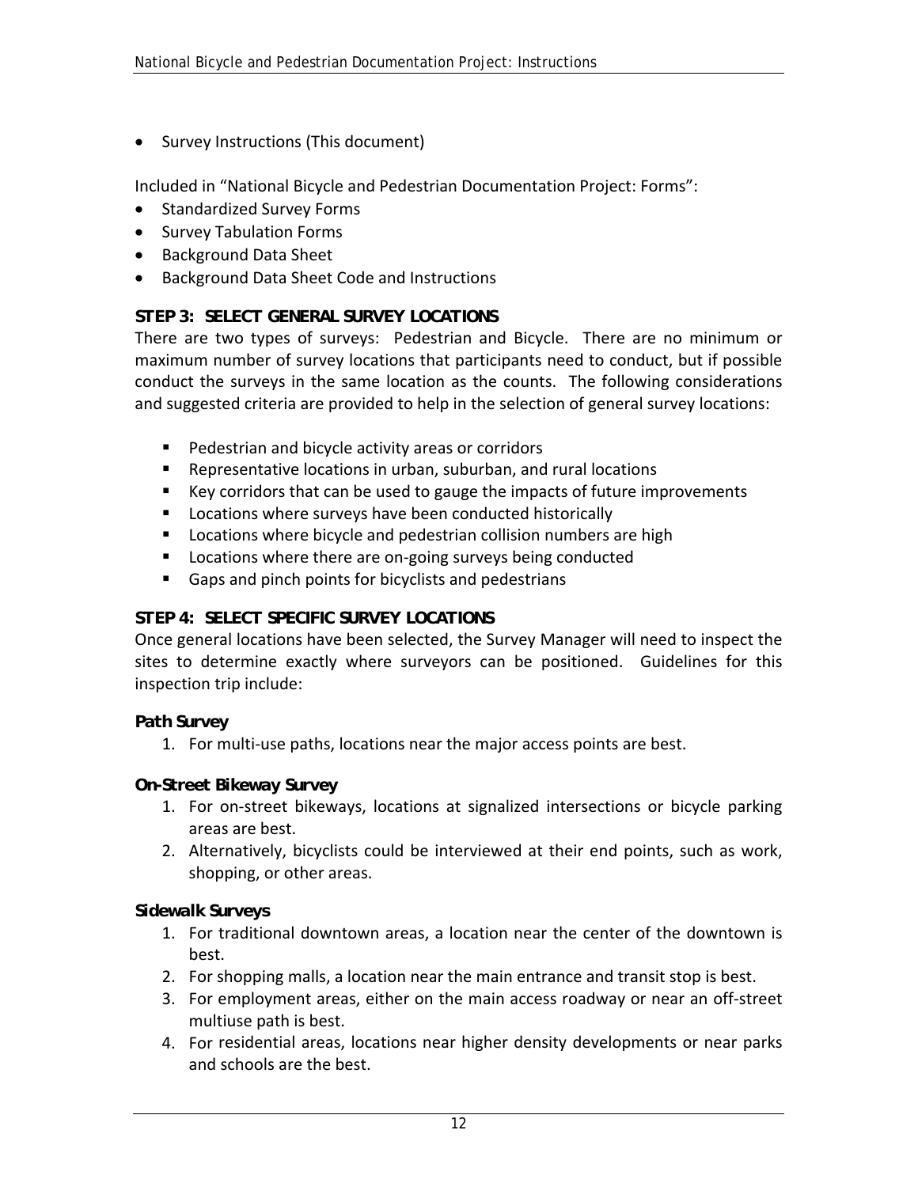- Survey Instructions (This document)

Included in "National Bicycle and Pedestrian Documentation Project: Forms":

- Standardized Survey Forms
- Survey Tabulation Forms
- Background Data Sheet
- Background Data Sheet Code and Instructions

### STEP 3: SELECT GENERAL SURVEY LOCATIONS

There are two types of surveys: Pedestrian and Bicycle. There are no minimum or maximum number of survey locations that participants need to conduct, but if possible conduct the surveys in the same location as the counts. The following considerations and suggested criteria are provided to help in the selection of general survey locations:

- Pedestrian and bicycle activity areas or corridors
- Representative locations in urban, suburban, and rural locations
- Key corridors that can be used to gauge the impacts of future improvements
- Locations where surveys have been conducted historically
- Locations where bicycle and pedestrian collision numbers are high
- Locations where there are on-going surveys being conducted
- Gaps and pinch points for bicyclists and pedestrians

### STEP 4: SELECT SPECIFIC SURVEY LOCATIONS

Once general locations have been selected, the Survey Manager will need to inspect the sites to determine exactly where surveyors can be positioned. Guidelines for this inspection trip include:

#### Path Survey

1. For multi-use paths, locations near the major access points are best.

#### On-Street Bikeway Survey

1. For on-street bikeways, locations at signalized intersections or bicycle parking areas are best.
2. Alternatively, bicyclists could be interviewed at their end points, such as work, shopping, or other areas.

#### Sidewalk Surveys

1. For traditional downtown areas, a location near the center of the downtown is best.
2. For shopping malls, a location near the main entrance and transit stop is best.
3. For employment areas, either on the main access roadway or near an off-street multiuse path is best.
4. For residential areas, locations near higher density developments or near parks and schools are the best.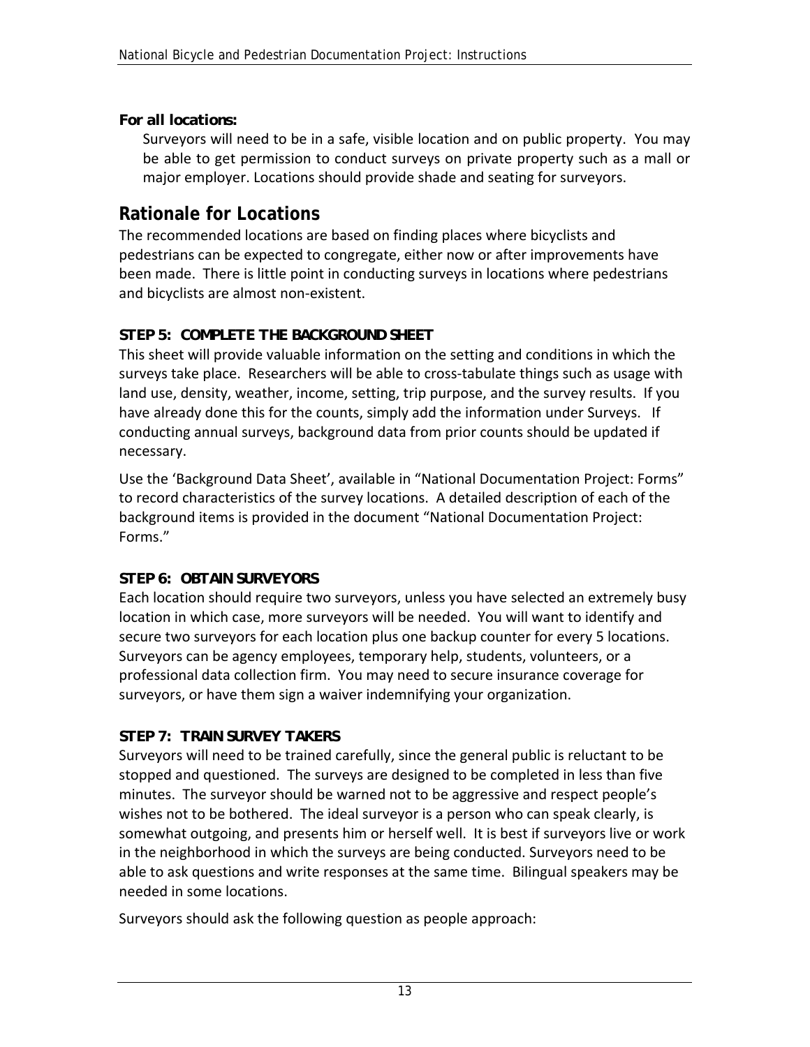**For all locations:**

Surveyors will need to be in a safe, visible location and on public property. You may be able to get permission to conduct surveys on private property such as a mall or major employer. Locations should provide shade and seating for surveyors.

## Rationale for Locations

The recommended locations are based on finding places where bicyclists and pedestrians can be expected to congregate, either now or after improvements have been made. There is little point in conducting surveys in locations where pedestrians and bicyclists are almost non-existent.

### STEP 5: COMPLETE THE BACKGROUND SHEET

This sheet will provide valuable information on the setting and conditions in which the surveys take place. Researchers will be able to cross-tabulate things such as usage with land use, density, weather, income, setting, trip purpose, and the survey results. If you have already done this for the counts, simply add the information under Surveys. If conducting annual surveys, background data from prior counts should be updated if necessary.

Use the 'Background Data Sheet', available in "National Documentation Project: Forms" to record characteristics of the survey locations. A detailed description of each of the background items is provided in the document "National Documentation Project: Forms."

### STEP 6: OBTAIN SURVEYORS

Each location should require two surveyors, unless you have selected an extremely busy location in which case, more surveyors will be needed. You will want to identify and secure two surveyors for each location plus one backup counter for every 5 locations. Surveyors can be agency employees, temporary help, students, volunteers, or a professional data collection firm. You may need to secure insurance coverage for surveyors, or have them sign a waiver indemnifying your organization.

### STEP 7: TRAIN SURVEY TAKERS

Surveyors will need to be trained carefully, since the general public is reluctant to be stopped and questioned. The surveys are designed to be completed in less than five minutes. The surveyor should be warned not to be aggressive and respect people's wishes not to be bothered. The ideal surveyor is a person who can speak clearly, is somewhat outgoing, and presents him or herself well. It is best if surveyors live or work in the neighborhood in which the surveys are being conducted. Surveyors need to be able to ask questions and write responses at the same time. Bilingual speakers may be needed in some locations.

Surveyors should ask the following question as people approach: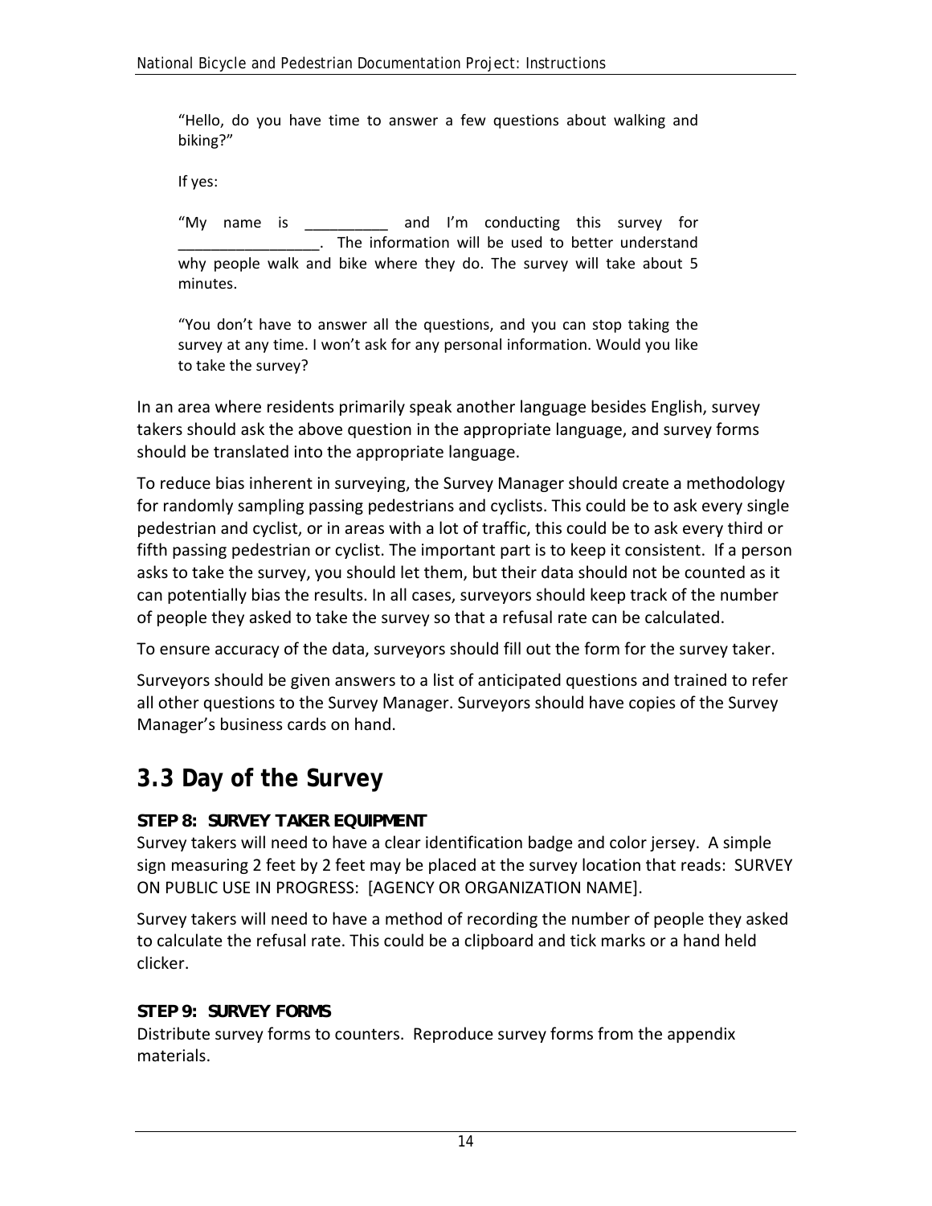"Hello, do you have time to answer a few questions about walking and biking?"

If yes:

"My name is __________ and I'm conducting this survey for _________________. The information will be used to better understand why people walk and bike where they do. The survey will take about 5 minutes.

"You don't have to answer all the questions, and you can stop taking the survey at any time. I won't ask for any personal information. Would you like to take the survey?

In an area where residents primarily speak another language besides English, survey takers should ask the above question in the appropriate language, and survey forms should be translated into the appropriate language.

To reduce bias inherent in surveying, the Survey Manager should create a methodology for randomly sampling passing pedestrians and cyclists. This could be to ask every single pedestrian and cyclist, or in areas with a lot of traffic, this could be to ask every third or fifth passing pedestrian or cyclist. The important part is to keep it consistent. If a person asks to take the survey, you should let them, but their data should not be counted as it can potentially bias the results. In all cases, surveyors should keep track of the number of people they asked to take the survey so that a refusal rate can be calculated.

To ensure accuracy of the data, surveyors should fill out the form for the survey taker.

Surveyors should be given answers to a list of anticipated questions and trained to refer all other questions to the Survey Manager. Surveyors should have copies of the Survey Manager's business cards on hand.

## 3.3 Day of the Survey

**STEP 8: SURVEY TAKER EQUIPMENT**

Survey takers will need to have a clear identification badge and color jersey. A simple sign measuring 2 feet by 2 feet may be placed at the survey location that reads: SURVEY ON PUBLIC USE IN PROGRESS: [AGENCY OR ORGANIZATION NAME].

Survey takers will need to have a method of recording the number of people they asked to calculate the refusal rate. This could be a clipboard and tick marks or a hand held clicker.

**STEP 9: SURVEY FORMS**

Distribute survey forms to counters. Reproduce survey forms from the appendix materials.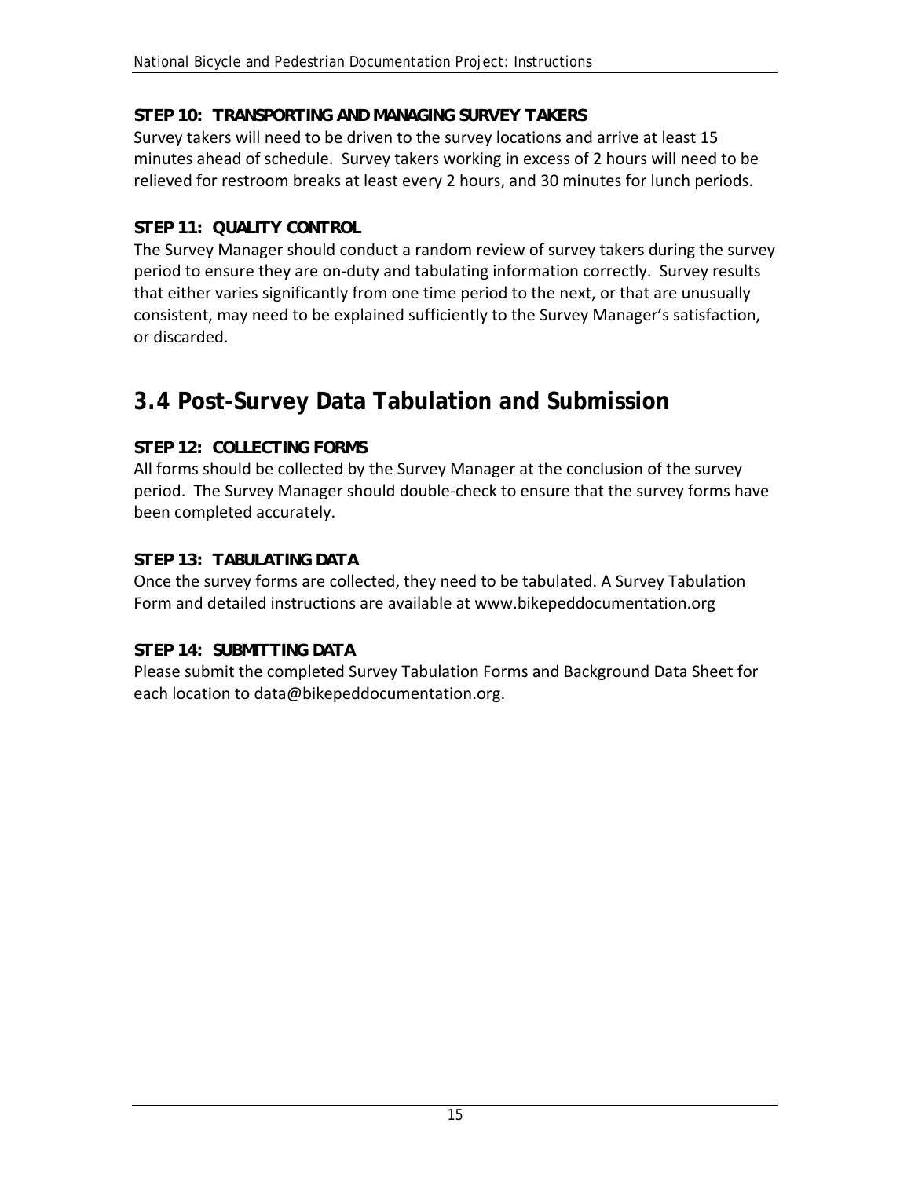**STEP 10: TRANSPORTING AND MANAGING SURVEY TAKERS**
Survey takers will need to be driven to the survey locations and arrive at least 15 minutes ahead of schedule. Survey takers working in excess of 2 hours will need to be relieved for restroom breaks at least every 2 hours, and 30 minutes for lunch periods.

**STEP 11: QUALITY CONTROL**
The Survey Manager should conduct a random review of survey takers during the survey period to ensure they are on-duty and tabulating information correctly. Survey results that either varies significantly from one time period to the next, or that are unusually consistent, may need to be explained sufficiently to the Survey Manager's satisfaction, or discarded.

## 3.4 Post-Survey Data Tabulation and Submission

**STEP 12: COLLECTING FORMS**
All forms should be collected by the Survey Manager at the conclusion of the survey period. The Survey Manager should double-check to ensure that the survey forms have been completed accurately.

**STEP 13: TABULATING DATA**
Once the survey forms are collected, they need to be tabulated. A Survey Tabulation Form and detailed instructions are available at www.bikepeddocumentation.org

**STEP 14: SUBMITTING DATA**
Please submit the completed Survey Tabulation Forms and Background Data Sheet for each location to data@bikepeddocumentation.org.